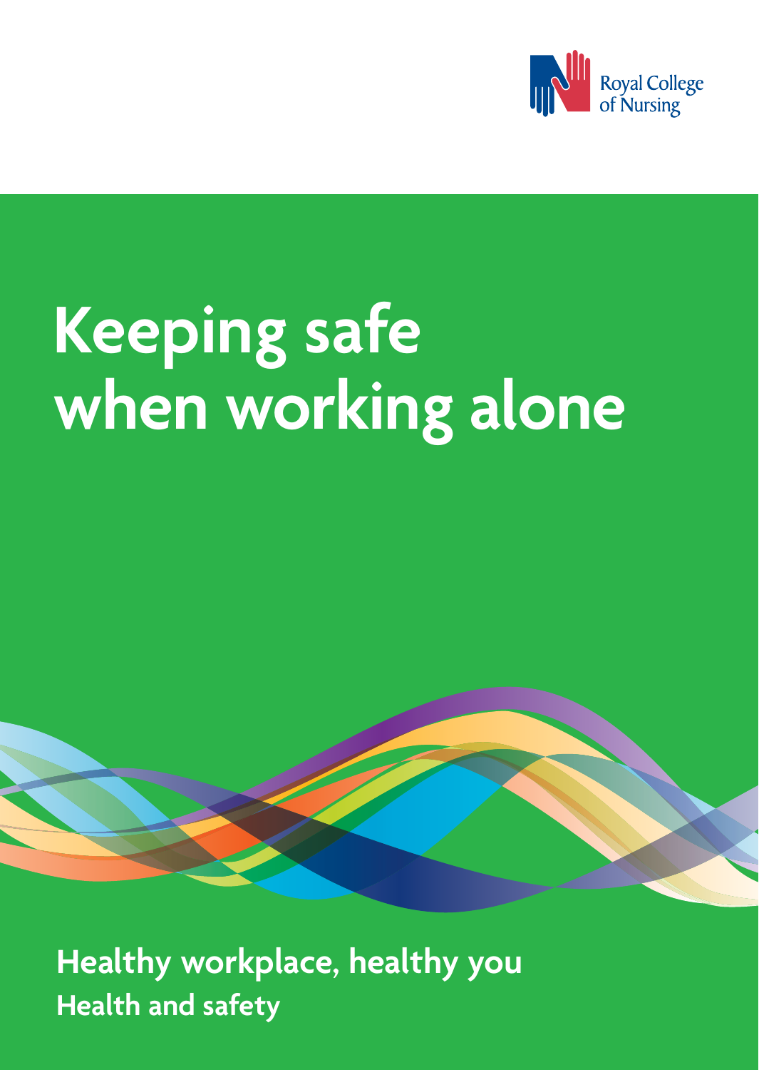Royal College of Nursing

# Keeping safe when working alone

**Healthy workplace, healthy you**

**Health and safety**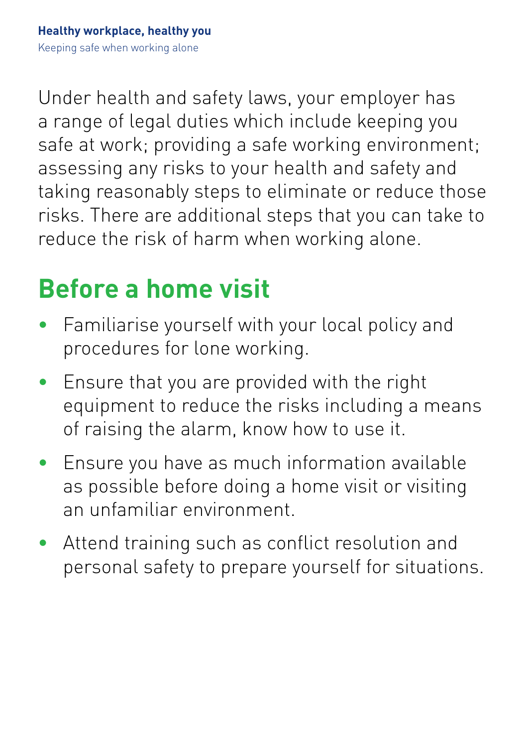Under health and safety laws, your employer has a range of legal duties which include keeping you safe at work; providing a safe working environment; assessing any risks to your health and safety and taking reasonably steps to eliminate or reduce those risks. There are additional steps that you can take to reduce the risk of harm when working alone.

## Before a home visit

- Familiarise yourself with your local policy and procedures for lone working.
- Ensure that you are provided with the right equipment to reduce the risks including a means of raising the alarm, know how to use it.
- Ensure you have as much information available as possible before doing a home visit or visiting an unfamiliar environment.
- Attend training such as conflict resolution and personal safety to prepare yourself for situations.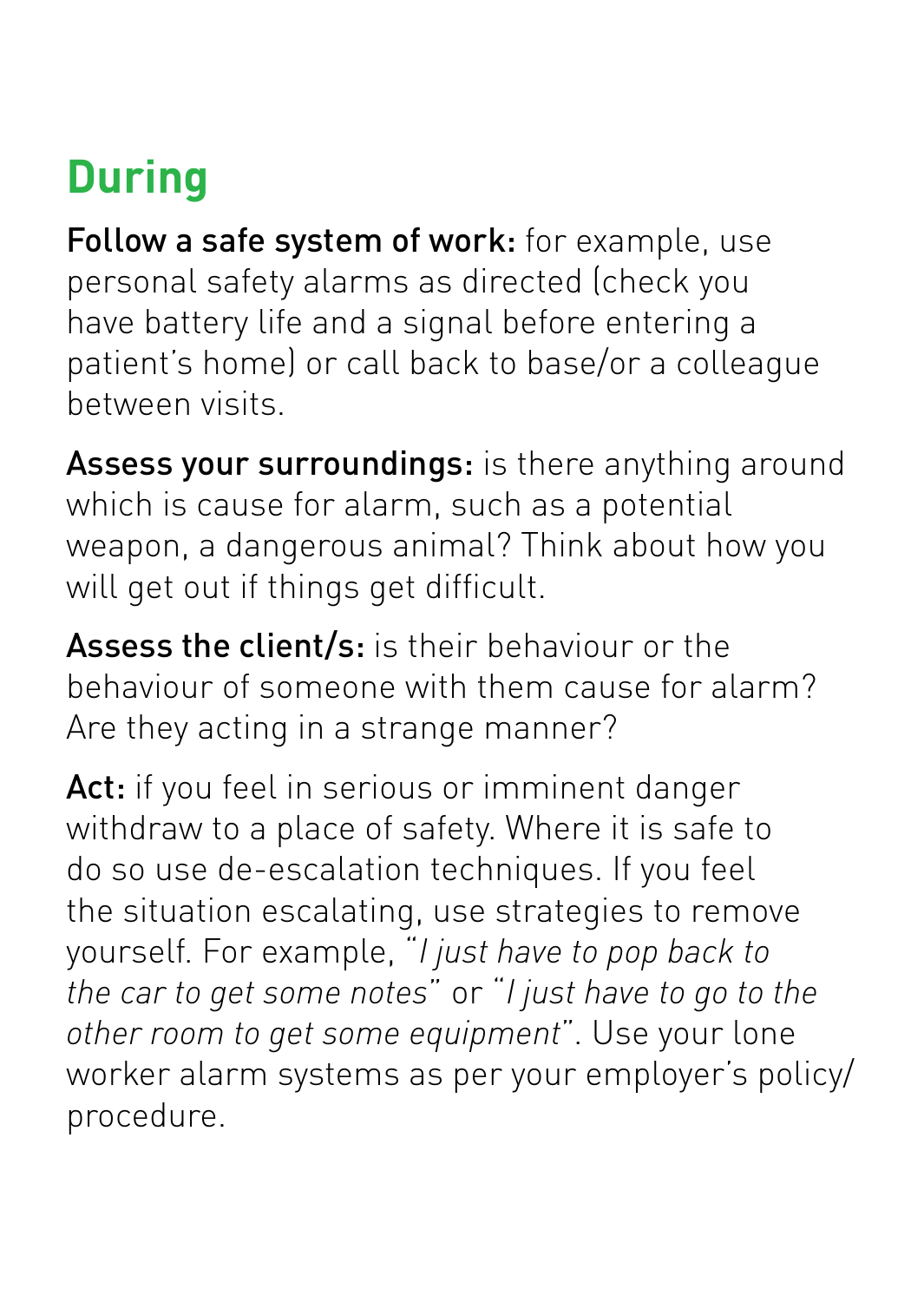## During

**Follow a safe system of work:** for example, use personal safety alarms as directed (check you have battery life and a signal before entering a patient's home) or call back to base/or a colleague between visits.

**Assess your surroundings:** is there anything around which is cause for alarm, such as a potential weapon, a dangerous animal? Think about how you will get out if things get difficult.

**Assess the client/s:** is their behaviour or the behaviour of someone with them cause for alarm? Are they acting in a strange manner?

**Act:** if you feel in serious or imminent danger withdraw to a place of safety. Where it is safe to do so use de-escalation techniques. If you feel the situation escalating, use strategies to remove yourself. For example, *"I just have to pop back to the car to get some notes"* or *"I just have to go to the other room to get some equipment"*. Use your lone worker alarm systems as per your employer's policy/procedure.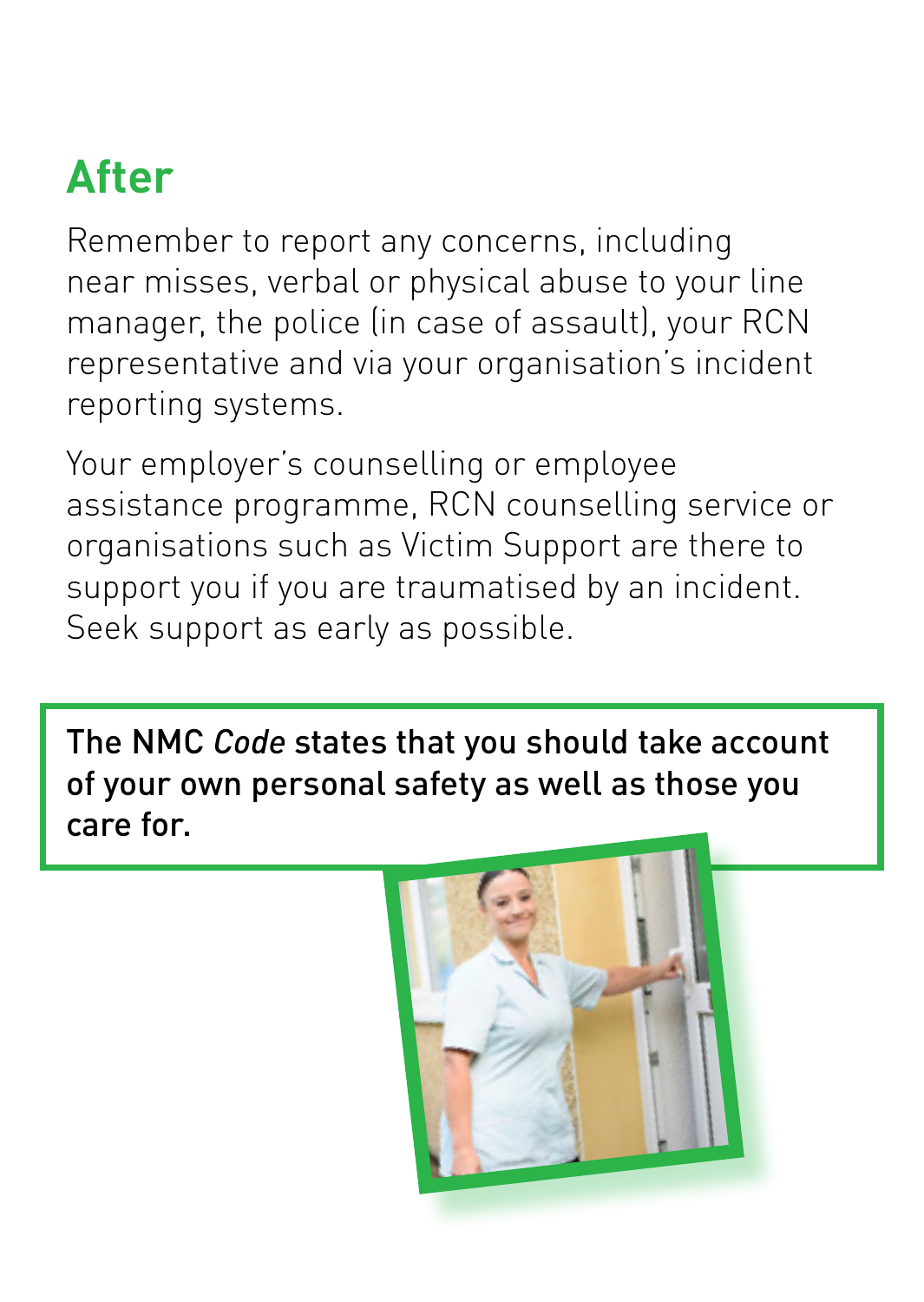## After

Remember to report any concerns, including near misses, verbal or physical abuse to your line manager, the police (in case of assault), your RCN representative and via your organisation's incident reporting systems.

Your employer's counselling or employee assistance programme, RCN counselling service or organisations such as Victim Support are there to support you if you are traumatised by an incident. Seek support as early as possible.

**The NMC *Code* states that you should take account of your own personal safety as well as those you care for.**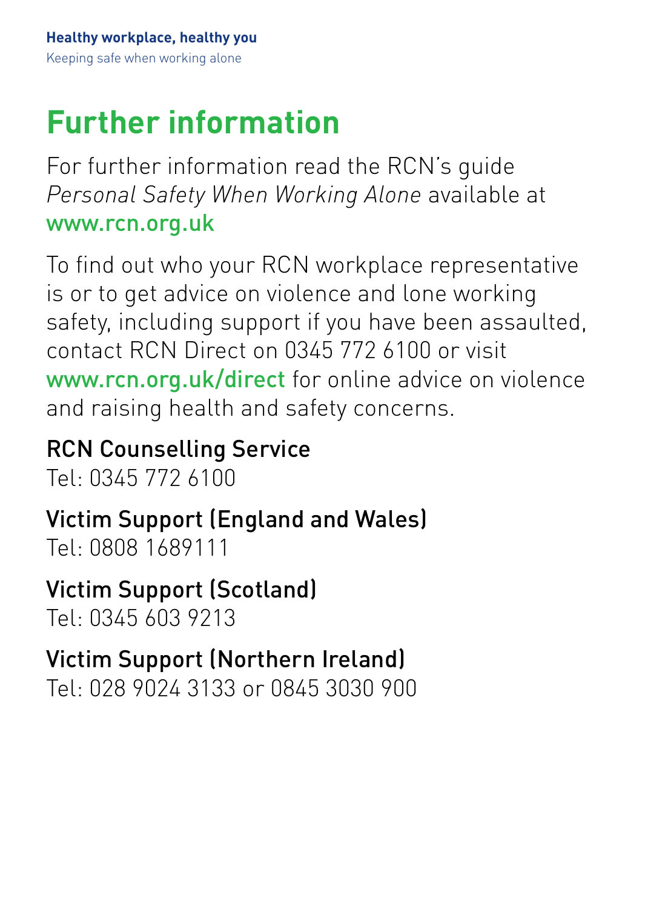# Further information

For further information read the RCN's guide *Personal Safety When Working Alone* available at www.rcn.org.uk

To find out who your RCN workplace representative is or to get advice on violence and lone working safety, including support if you have been assaulted, contact RCN Direct on 0345 772 6100 or visit www.rcn.org.uk/direct for online advice on violence and raising health and safety concerns.

**RCN Counselling Service**
Tel: 0345 772 6100

**Victim Support (England and Wales)**
Tel: 0808 1689111

**Victim Support (Scotland)**
Tel: 0345 603 9213

**Victim Support (Northern Ireland)**
Tel: 028 9024 3133 or 0845 3030 900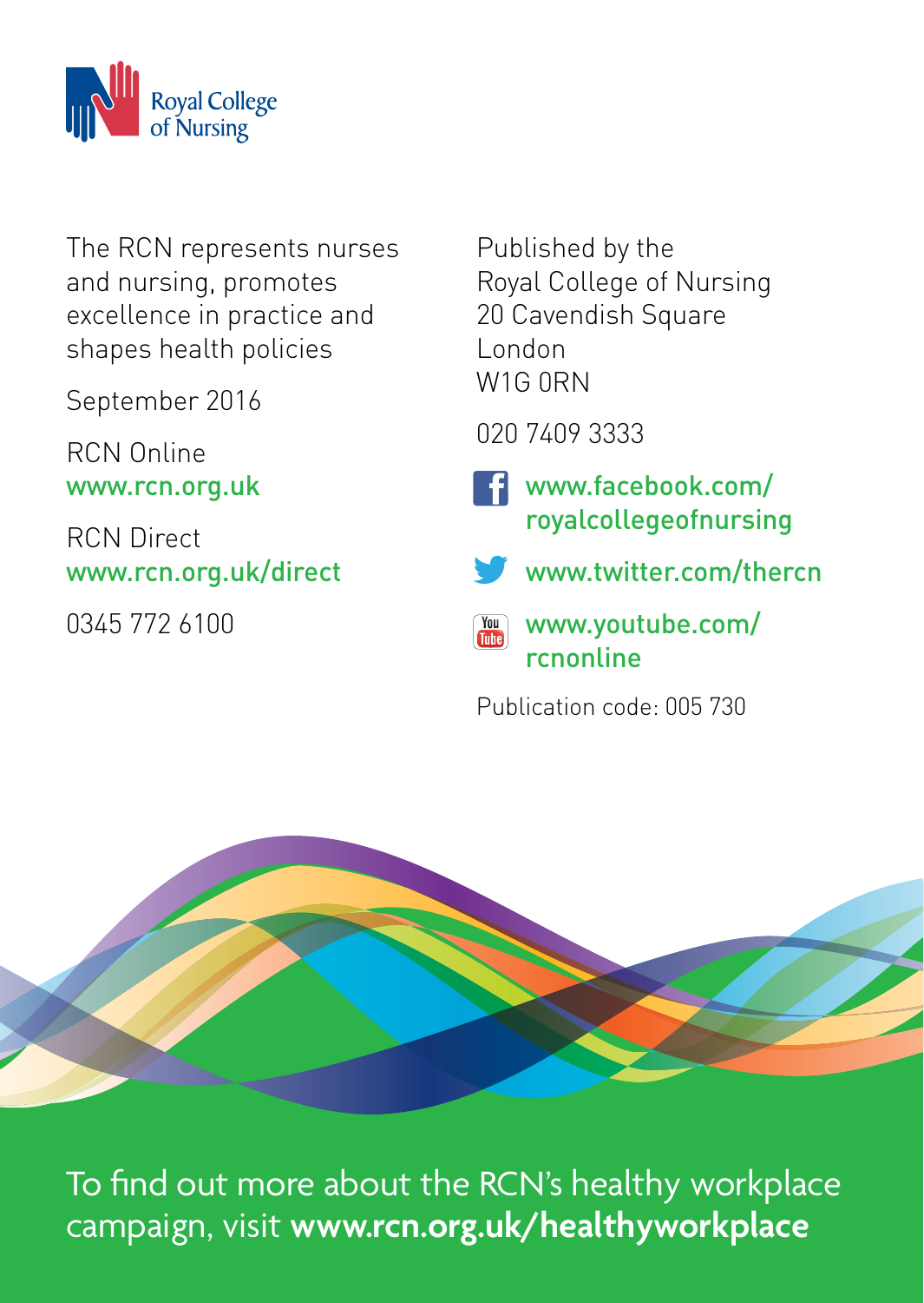Royal College of Nursing

The RCN represents nurses and nursing, promotes excellence in practice and shapes health policies

September 2016

RCN Online
www.rcn.org.uk

RCN Direct
www.rcn.org.uk/direct

0345 772 6100

Published by the
Royal College of Nursing
20 Cavendish Square
London
W1G 0RN

020 7409 3333

www.facebook.com/royalcollegeofnursing

www.twitter.com/thercn

www.youtube.com/rcnonline

Publication code: 005 730

To find out more about the RCN's healthy workplace campaign, visit **www.rcn.org.uk/healthyworkplace**